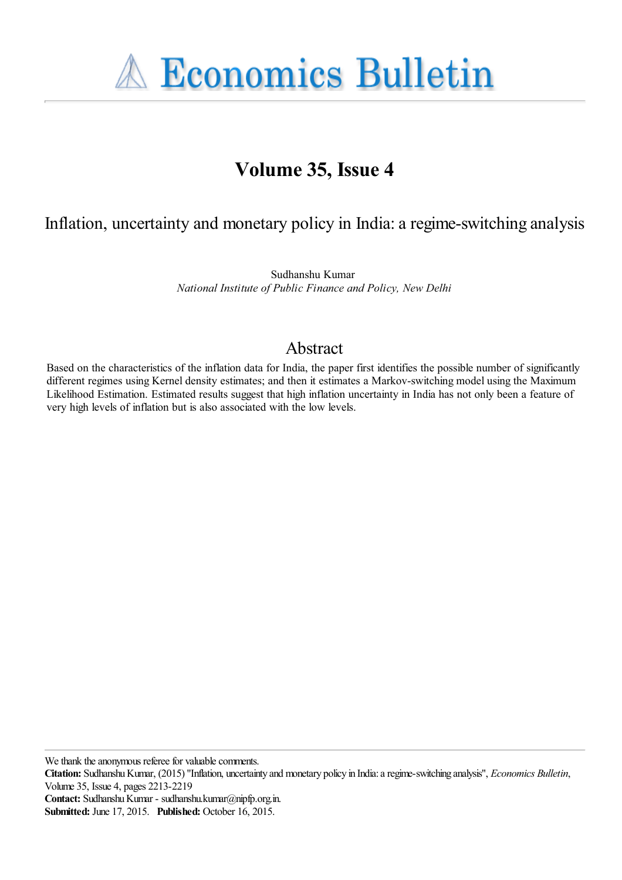# Economics Bulletin

## Volume 35, Issue 4

# Inflation, uncertainty and monetary policy in India: a regime-switching analysis

Sudhanshu Kumar
*National Institute of Public Finance and Policy, New Delhi*

## Abstract

Based on the characteristics of the inflation data for India, the paper first identifies the possible number of significantly different regimes using Kernel density estimates; and then it estimates a Markov-switching model using the Maximum Likelihood Estimation. Estimated results suggest that high inflation uncertainty in India has not only been a feature of very high levels of inflation but is also associated with the low levels.

---

We thank the anonymous referee for valuable comments.

**Citation:** Sudhanshu Kumar, (2015) "Inflation, uncertainty and monetary policy in India: a regime-switching analysis", *Economics Bulletin*, Volume 35, Issue 4, pages 2213-2219

**Contact:** Sudhanshu Kumar - sudhanshu.kumar@nipfp.org.in.

**Submitted:** June 17, 2015. **Published:** October 16, 2015.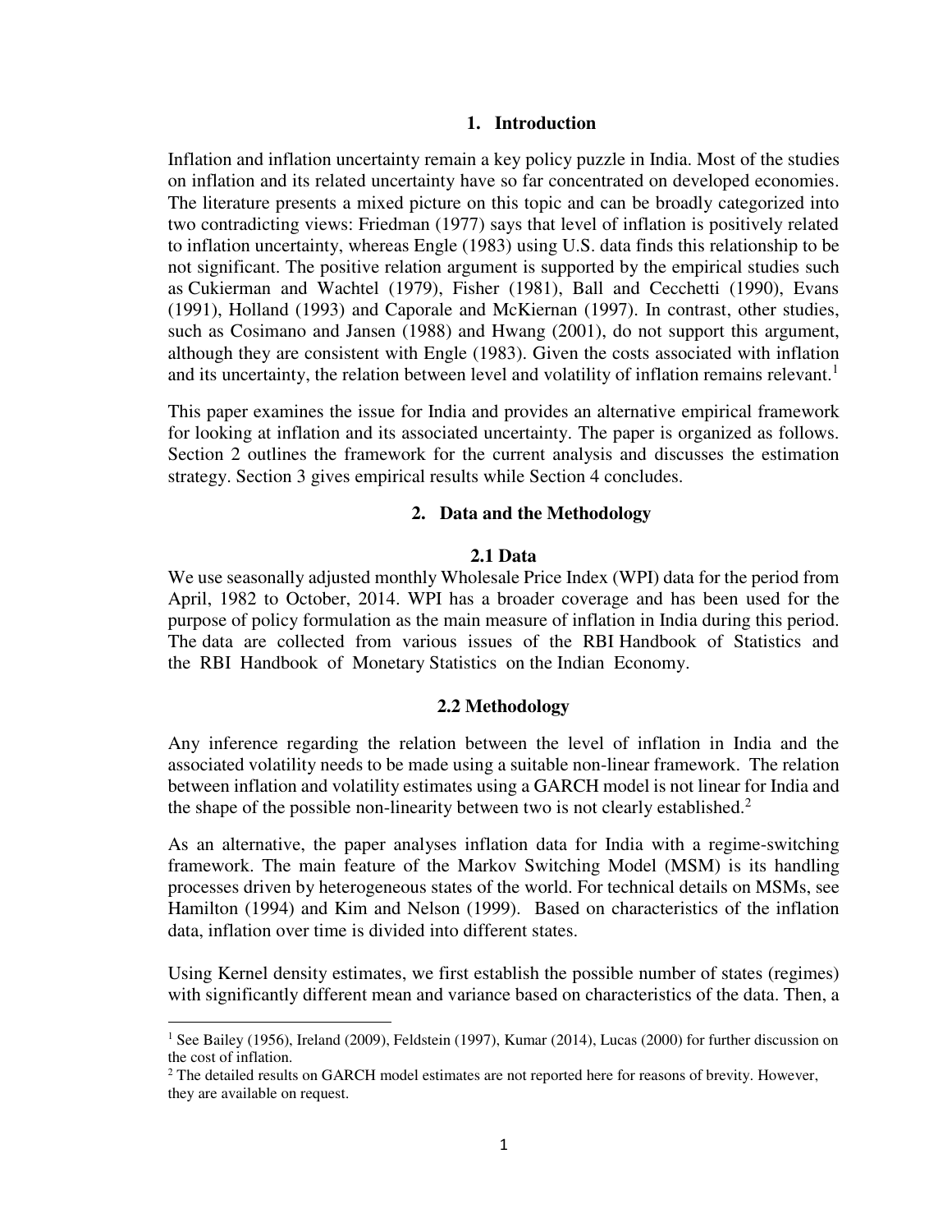## 1. Introduction

Inflation and inflation uncertainty remain a key policy puzzle in India. Most of the studies on inflation and its related uncertainty have so far concentrated on developed economies. The literature presents a mixed picture on this topic and can be broadly categorized into two contradicting views: Friedman (1977) says that level of inflation is positively related to inflation uncertainty, whereas Engle (1983) using U.S. data finds this relationship to be not significant. The positive relation argument is supported by the empirical studies such as Cukierman and Wachtel (1979), Fisher (1981), Ball and Cecchetti (1990), Evans (1991), Holland (1993) and Caporale and McKiernan (1997). In contrast, other studies, such as Cosimano and Jansen (1988) and Hwang (2001), do not support this argument, although they are consistent with Engle (1983). Given the costs associated with inflation and its uncertainty, the relation between level and volatility of inflation remains relevant.[1]

This paper examines the issue for India and provides an alternative empirical framework for looking at inflation and its associated uncertainty. The paper is organized as follows. Section 2 outlines the framework for the current analysis and discusses the estimation strategy. Section 3 gives empirical results while Section 4 concludes.

## 2. Data and the Methodology

### 2.1 Data

We use seasonally adjusted monthly Wholesale Price Index (WPI) data for the period from April, 1982 to October, 2014. WPI has a broader coverage and has been used for the purpose of policy formulation as the main measure of inflation in India during this period. The data are collected from various issues of the RBI Handbook of Statistics and the RBI Handbook of Monetary Statistics on the Indian Economy.

### 2.2 Methodology

Any inference regarding the relation between the level of inflation in India and the associated volatility needs to be made using a suitable non-linear framework. The relation between inflation and volatility estimates using a GARCH model is not linear for India and the shape of the possible non-linearity between two is not clearly established.[2]

As an alternative, the paper analyses inflation data for India with a regime-switching framework. The main feature of the Markov Switching Model (MSM) is its handling processes driven by heterogeneous states of the world. For technical details on MSMs, see Hamilton (1994) and Kim and Nelson (1999). Based on characteristics of the inflation data, inflation over time is divided into different states.

Using Kernel density estimates, we first establish the possible number of states (regimes) with significantly different mean and variance based on characteristics of the data. Then, a

---

[1] See Bailey (1956), Ireland (2009), Feldstein (1997), Kumar (2014), Lucas (2000) for further discussion on the cost of inflation.

[2] The detailed results on GARCH model estimates are not reported here for reasons of brevity. However, they are available on request.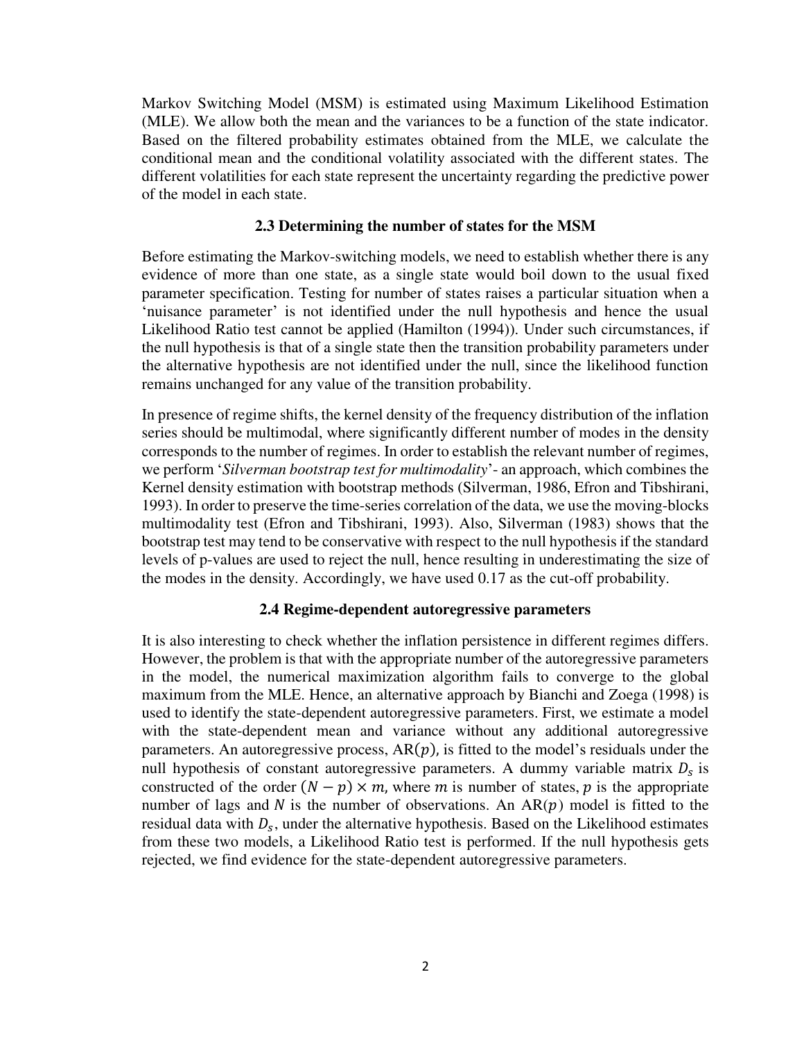Markov Switching Model (MSM) is estimated using Maximum Likelihood Estimation (MLE). We allow both the mean and the variances to be a function of the state indicator. Based on the filtered probability estimates obtained from the MLE, we calculate the conditional mean and the conditional volatility associated with the different states. The different volatilities for each state represent the uncertainty regarding the predictive power of the model in each state.

### 2.3 Determining the number of states for the MSM

Before estimating the Markov-switching models, we need to establish whether there is any evidence of more than one state, as a single state would boil down to the usual fixed parameter specification. Testing for number of states raises a particular situation when a 'nuisance parameter' is not identified under the null hypothesis and hence the usual Likelihood Ratio test cannot be applied (Hamilton (1994)). Under such circumstances, if the null hypothesis is that of a single state then the transition probability parameters under the alternative hypothesis are not identified under the null, since the likelihood function remains unchanged for any value of the transition probability.

In presence of regime shifts, the kernel density of the frequency distribution of the inflation series should be multimodal, where significantly different number of modes in the density corresponds to the number of regimes. In order to establish the relevant number of regimes, we perform '*Silverman bootstrap test for multimodality*'- an approach, which combines the Kernel density estimation with bootstrap methods (Silverman, 1986, Efron and Tibshirani, 1993). In order to preserve the time-series correlation of the data, we use the moving-blocks multimodality test (Efron and Tibshirani, 1993). Also, Silverman (1983) shows that the bootstrap test may tend to be conservative with respect to the null hypothesis if the standard levels of p-values are used to reject the null, hence resulting in underestimating the size of the modes in the density. Accordingly, we have used 0.17 as the cut-off probability.

### 2.4 Regime-dependent autoregressive parameters

It is also interesting to check whether the inflation persistence in different regimes differs. However, the problem is that with the appropriate number of the autoregressive parameters in the model, the numerical maximization algorithm fails to converge to the global maximum from the MLE. Hence, an alternative approach by Bianchi and Zoega (1998) is used to identify the state-dependent autoregressive parameters. First, we estimate a model with the state-dependent mean and variance without any additional autoregressive parameters. An autoregressive process, AR($p$), is fitted to the model's residuals under the null hypothesis of constant autoregressive parameters. A dummy variable matrix $D_s$ is constructed of the order $(N - p) \times m$, where $m$ is number of states, $p$ is the appropriate number of lags and $N$ is the number of observations. An AR($p$) model is fitted to the residual data with $D_s$, under the alternative hypothesis. Based on the Likelihood estimates from these two models, a Likelihood Ratio test is performed. If the null hypothesis gets rejected, we find evidence for the state-dependent autoregressive parameters.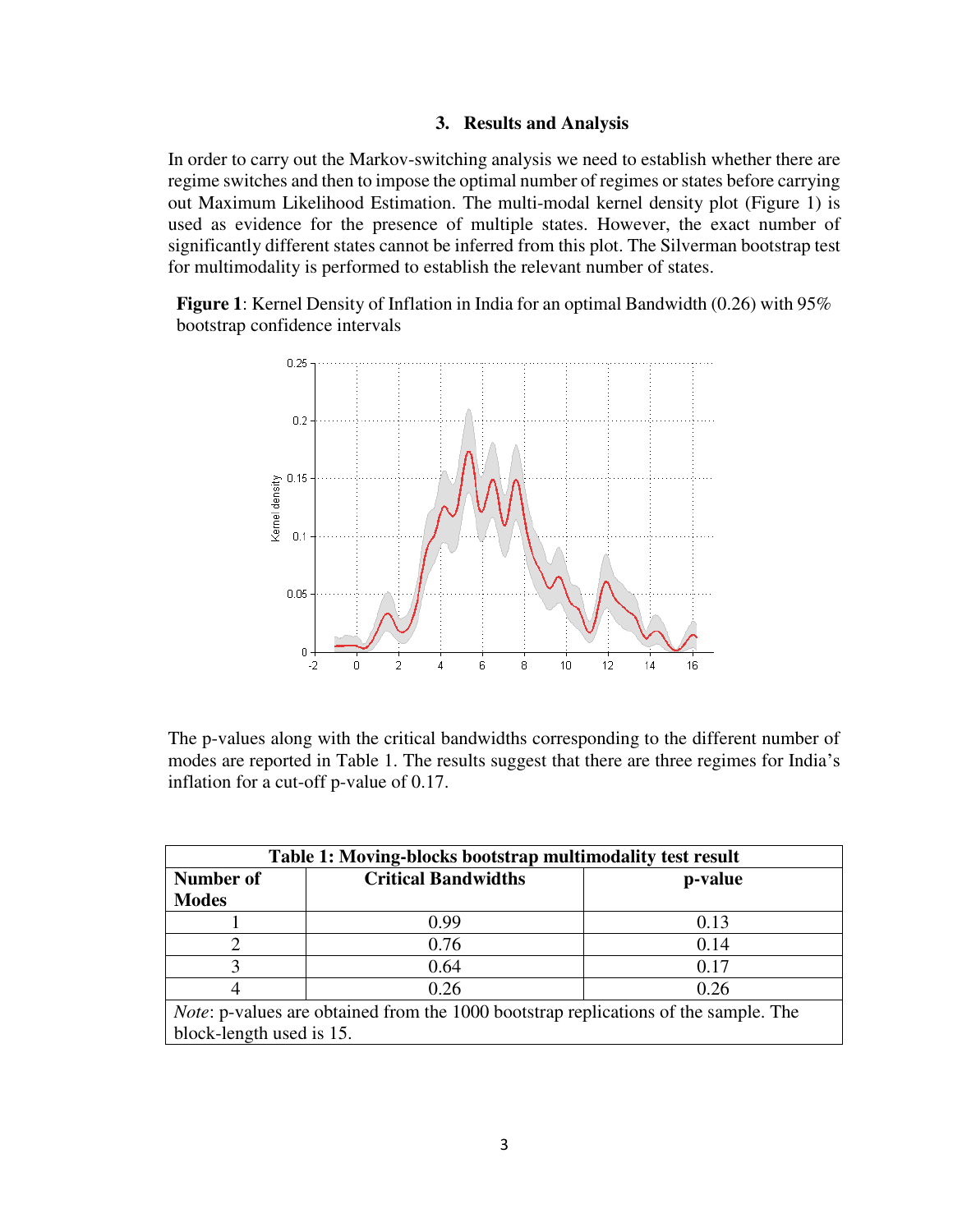## 3. Results and Analysis

In order to carry out the Markov-switching analysis we need to establish whether there are regime switches and then to impose the optimal number of regimes or states before carrying out Maximum Likelihood Estimation. The multi-modal kernel density plot (Figure 1) is used as evidence for the presence of multiple states. However, the exact number of significantly different states cannot be inferred from this plot. The Silverman bootstrap test for multimodality is performed to establish the relevant number of states.

**Figure 1**: Kernel Density of Inflation in India for an optimal Bandwidth (0.26) with 95% bootstrap confidence intervals

The p-values along with the critical bandwidths corresponding to the different number of modes are reported in Table 1. The results suggest that there are three regimes for India's inflation for a cut-off p-value of 0.17.

**Table 1: Moving-blocks bootstrap multimodality test result**

| Number of Modes | Critical Bandwidths | p-value |
|---|---|---|
| 1 | 0.99 | 0.13 |
| 2 | 0.76 | 0.14 |
| 3 | 0.64 | 0.17 |
| 4 | 0.26 | 0.26 |

*Note*: p-values are obtained from the 1000 bootstrap replications of the sample. The block-length used is 15.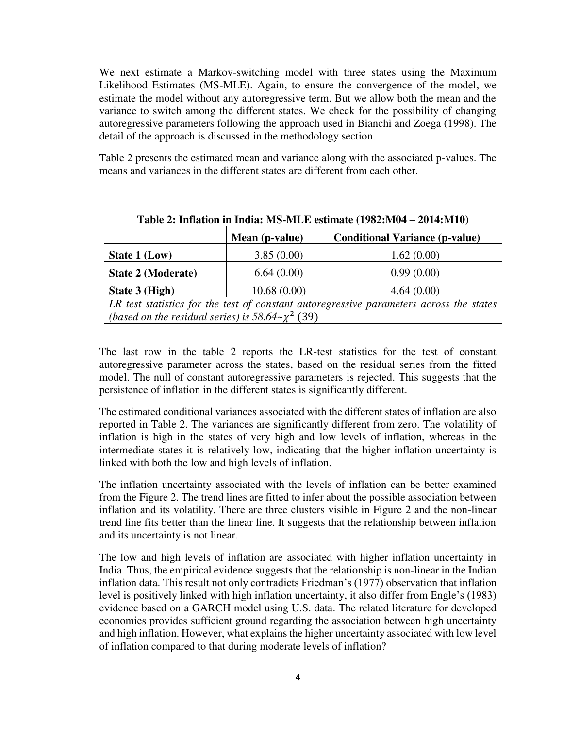We next estimate a Markov-switching model with three states using the Maximum Likelihood Estimates (MS-MLE). Again, to ensure the convergence of the model, we estimate the model without any autoregressive term. But we allow both the mean and the variance to switch among the different states. We check for the possibility of changing autoregressive parameters following the approach used in Bianchi and Zoega (1998). The detail of the approach is discussed in the methodology section.

Table 2 presents the estimated mean and variance along with the associated p-values. The means and variances in the different states are different from each other.

| **Table 2: Inflation in India: MS-MLE estimate (1982:M04 – 2014:M10)** | | |
|---|---|---|
| | **Mean (p-value)** | **Conditional Variance (p-value)** |
| **State 1 (Low)** | 3.85 (0.00) | 1.62 (0.00) |
| **State 2 (Moderate)** | 6.64 (0.00) | 0.99 (0.00) |
| **State 3 (High)** | 10.68 (0.00) | 4.64 (0.00) |
| *LR test statistics for the test of constant autoregressive parameters across the states (based on the residual series) is 58.64~$\chi^2$ (39)* | | |

The last row in the table 2 reports the LR-test statistics for the test of constant autoregressive parameter across the states, based on the residual series from the fitted model. The null of constant autoregressive parameters is rejected. This suggests that the persistence of inflation in the different states is significantly different.

The estimated conditional variances associated with the different states of inflation are also reported in Table 2. The variances are significantly different from zero. The volatility of inflation is high in the states of very high and low levels of inflation, whereas in the intermediate states it is relatively low, indicating that the higher inflation uncertainty is linked with both the low and high levels of inflation.

The inflation uncertainty associated with the levels of inflation can be better examined from the Figure 2. The trend lines are fitted to infer about the possible association between inflation and its volatility. There are three clusters visible in Figure 2 and the non-linear trend line fits better than the linear line. It suggests that the relationship between inflation and its uncertainty is not linear.

The low and high levels of inflation are associated with higher inflation uncertainty in India. Thus, the empirical evidence suggests that the relationship is non-linear in the Indian inflation data. This result not only contradicts Friedman's (1977) observation that inflation level is positively linked with high inflation uncertainty, it also differ from Engle's (1983) evidence based on a GARCH model using U.S. data. The related literature for developed economies provides sufficient ground regarding the association between high uncertainty and high inflation. However, what explains the higher uncertainty associated with low level of inflation compared to that during moderate levels of inflation?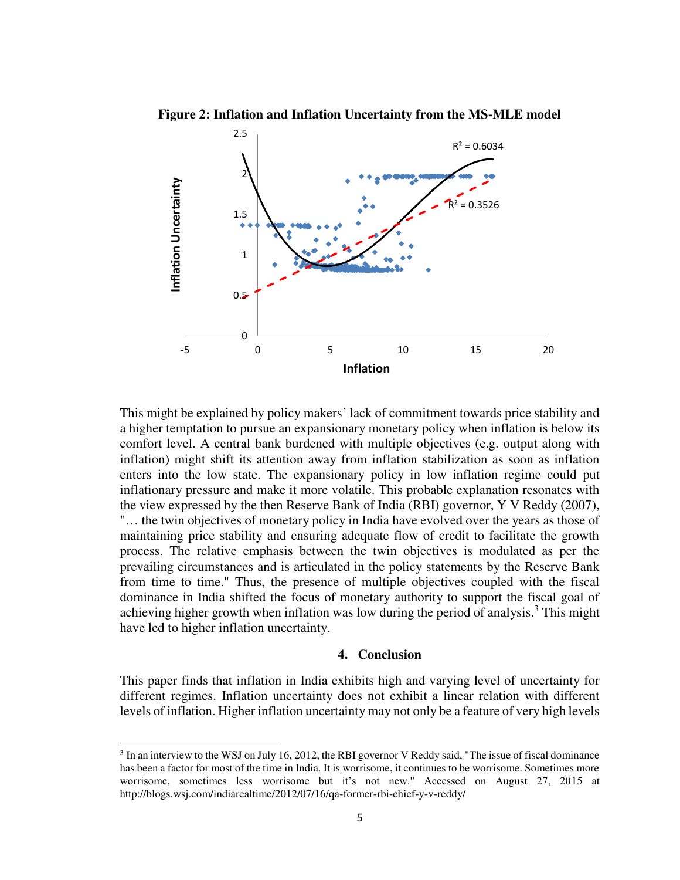**Figure 2: Inflation and Inflation Uncertainty from the MS-MLE model**

This might be explained by policy makers' lack of commitment towards price stability and a higher temptation to pursue an expansionary monetary policy when inflation is below its comfort level. A central bank burdened with multiple objectives (e.g. output along with inflation) might shift its attention away from inflation stabilization as soon as inflation enters into the low state. The expansionary policy in low inflation regime could put inflationary pressure and make it more volatile. This probable explanation resonates with the view expressed by the then Reserve Bank of India (RBI) governor, Y V Reddy (2007), "… the twin objectives of monetary policy in India have evolved over the years as those of maintaining price stability and ensuring adequate flow of credit to facilitate the growth process. The relative emphasis between the twin objectives is modulated as per the prevailing circumstances and is articulated in the policy statements by the Reserve Bank from time to time." Thus, the presence of multiple objectives coupled with the fiscal dominance in India shifted the focus of monetary authority to support the fiscal goal of achieving higher growth when inflation was low during the period of analysis.[3] This might have led to higher inflation uncertainty.

## 4. Conclusion

This paper finds that inflation in India exhibits high and varying level of uncertainty for different regimes. Inflation uncertainty does not exhibit a linear relation with different levels of inflation. Higher inflation uncertainty may not only be a feature of very high levels

[3] In an interview to the WSJ on July 16, 2012, the RBI governor V Reddy said, "The issue of fiscal dominance has been a factor for most of the time in India. It is worrisome, it continues to be worrisome. Sometimes more worrisome, sometimes less worrisome but it's not new." Accessed on August 27, 2015 at http://blogs.wsj.com/indiarealtime/2012/07/16/qa-former-rbi-chief-y-v-reddy/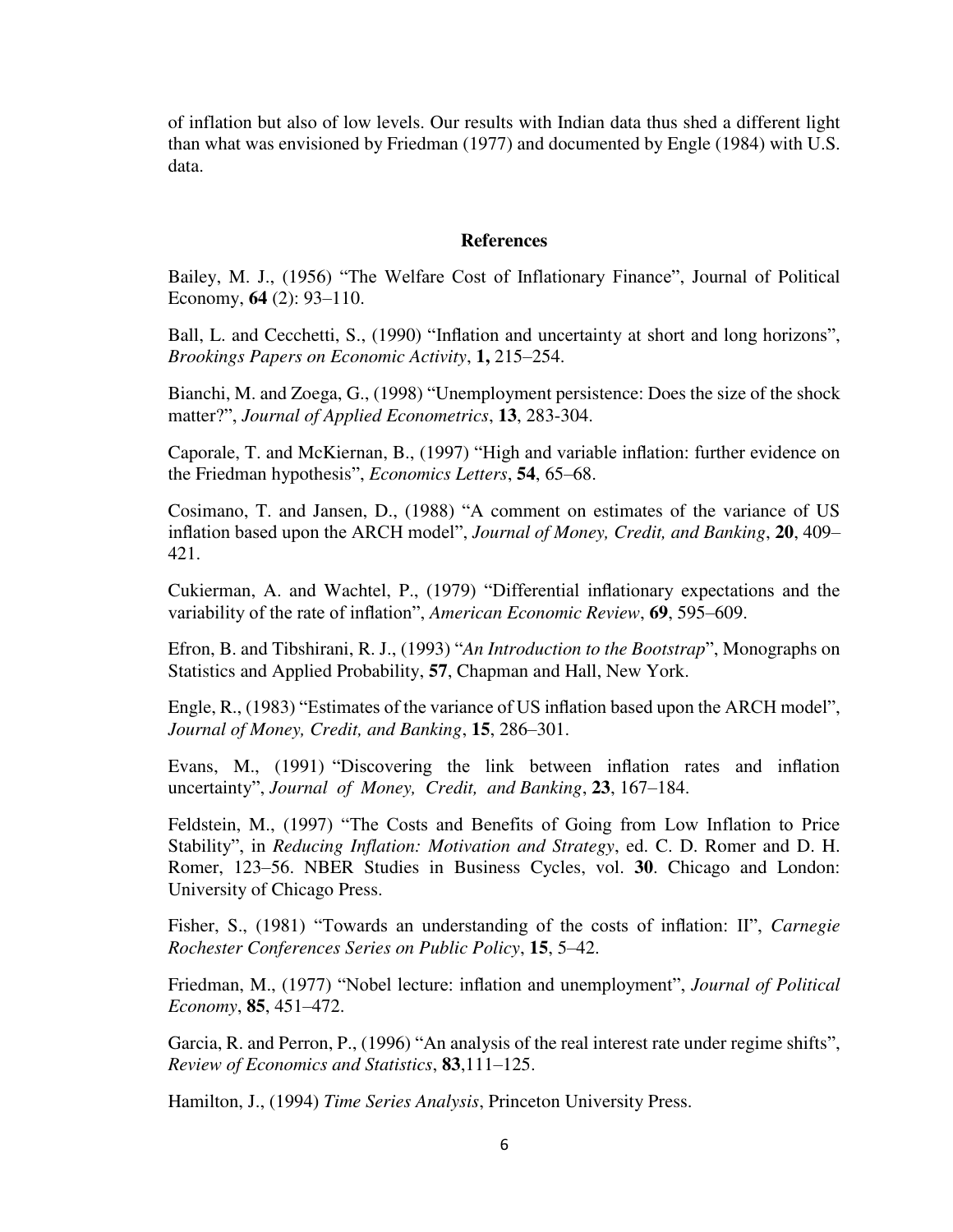of inflation but also of low levels. Our results with Indian data thus shed a different light than what was envisioned by Friedman (1977) and documented by Engle (1984) with U.S. data.

## References

Bailey, M. J., (1956) "The Welfare Cost of Inflationary Finance", Journal of Political Economy, **64** (2): 93–110.

Ball, L. and Cecchetti, S., (1990) "Inflation and uncertainty at short and long horizons", *Brookings Papers on Economic Activity*, **1,** 215–254.

Bianchi, M. and Zoega, G., (1998) "Unemployment persistence: Does the size of the shock matter?", *Journal of Applied Econometrics*, **13**, 283-304.

Caporale, T. and McKiernan, B., (1997) "High and variable inflation: further evidence on the Friedman hypothesis", *Economics Letters*, **54**, 65–68.

Cosimano, T. and Jansen, D., (1988) "A comment on estimates of the variance of US inflation based upon the ARCH model", *Journal of Money, Credit, and Banking*, **20**, 409–421.

Cukierman, A. and Wachtel, P., (1979) "Differential inflationary expectations and the variability of the rate of inflation", *American Economic Review*, **69**, 595–609.

Efron, B. and Tibshirani, R. J., (1993) "*An Introduction to the Bootstrap*", Monographs on Statistics and Applied Probability, **57**, Chapman and Hall, New York.

Engle, R., (1983) "Estimates of the variance of US inflation based upon the ARCH model", *Journal of Money, Credit, and Banking*, **15**, 286–301.

Evans, M., (1991) "Discovering the link between inflation rates and inflation uncertainty", *Journal of Money, Credit, and Banking*, **23**, 167–184.

Feldstein, M., (1997) "The Costs and Benefits of Going from Low Inflation to Price Stability", in *Reducing Inflation: Motivation and Strategy*, ed. C. D. Romer and D. H. Romer, 123–56. NBER Studies in Business Cycles, vol. **30**. Chicago and London: University of Chicago Press.

Fisher, S., (1981) "Towards an understanding of the costs of inflation: II", *Carnegie Rochester Conferences Series on Public Policy*, **15**, 5–42.

Friedman, M., (1977) "Nobel lecture: inflation and unemployment", *Journal of Political Economy*, **85**, 451–472.

Garcia, R. and Perron, P., (1996) "An analysis of the real interest rate under regime shifts", *Review of Economics and Statistics*, **83**,111–125.

Hamilton, J., (1994) *Time Series Analysis*, Princeton University Press.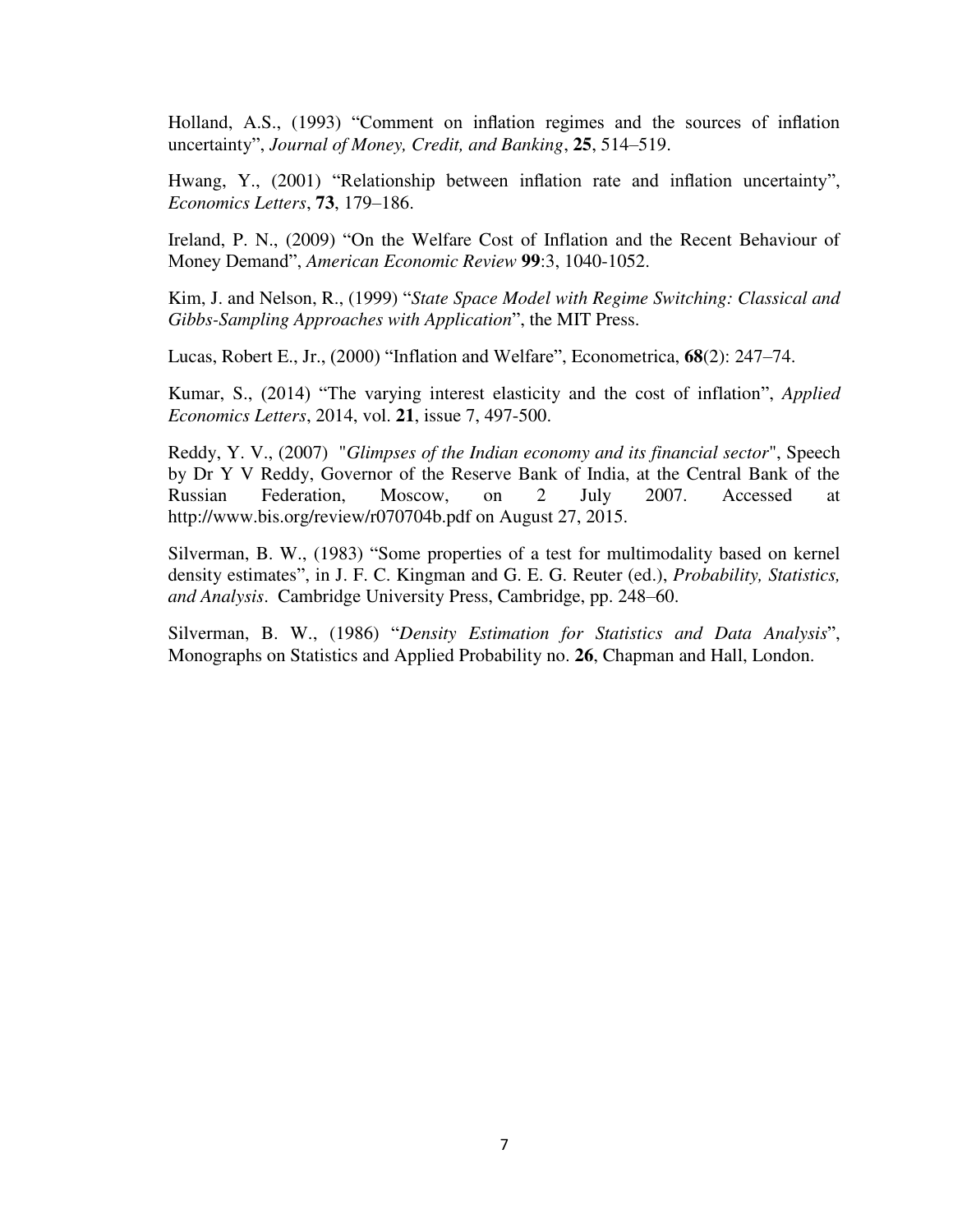Holland, A.S., (1993) “Comment on inflation regimes and the sources of inflation uncertainty”, *Journal of Money, Credit, and Banking*, **25**, 514–519.

Hwang, Y., (2001) “Relationship between inflation rate and inflation uncertainty”, *Economics Letters*, **73**, 179–186.

Ireland, P. N., (2009) “On the Welfare Cost of Inflation and the Recent Behaviour of Money Demand”, *American Economic Review* **99**:3, 1040-1052.

Kim, J. and Nelson, R., (1999) “*State Space Model with Regime Switching: Classical and Gibbs-Sampling Approaches with Application*”, the MIT Press.

Lucas, Robert E., Jr., (2000) “Inflation and Welfare”, Econometrica, **68**(2): 247–74.

Kumar, S., (2014) “The varying interest elasticity and the cost of inflation”, *Applied Economics Letters*, 2014, vol. **21**, issue 7, 497-500.

Reddy, Y. V., (2007) "*Glimpses of the Indian economy and its financial sector*", Speech by Dr Y V Reddy, Governor of the Reserve Bank of India, at the Central Bank of the Russian Federation, Moscow, on 2 July 2007. Accessed at http://www.bis.org/review/r070704b.pdf on August 27, 2015.

Silverman, B. W., (1983) “Some properties of a test for multimodality based on kernel density estimates”, in J. F. C. Kingman and G. E. G. Reuter (ed.), *Probability, Statistics, and Analysis*. Cambridge University Press, Cambridge, pp. 248–60.

Silverman, B. W., (1986) “*Density Estimation for Statistics and Data Analysis*”, Monographs on Statistics and Applied Probability no. **26**, Chapman and Hall, London.